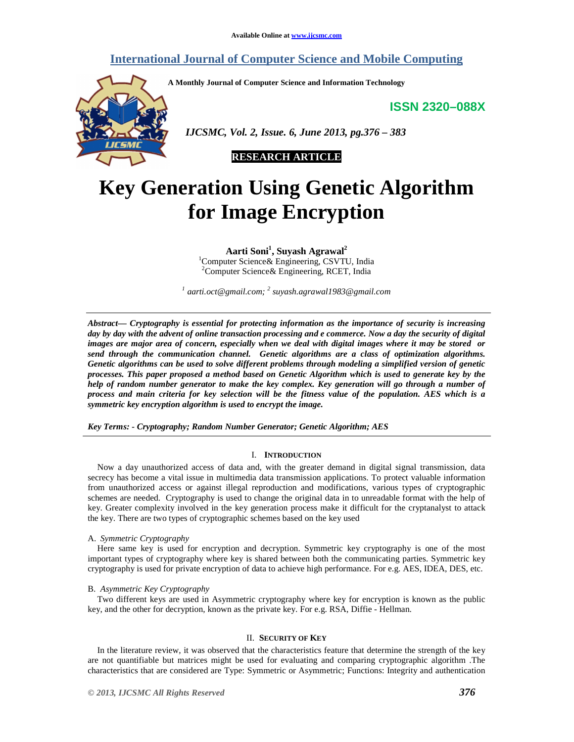Available Online at www.ijcsmc.com

# International Journal of Computer Science and Mobile Computing

A Monthly Journal of Computer Science and Information Technology

ISSN 2320–088X

*IJCSMC, Vol. 2, Issue. 6, June 2013, pg.376 – 383*

**RESEARCH ARTICLE**

# Key Generation Using Genetic Algorithm for Image Encryption

**Aarti Soni[1], Suyash Agrawal[2]**

[1]Computer Science& Engineering, CSVTU, India
[2]Computer Science& Engineering, RCET, India

*[1] aarti.oct@gmail.com; [2] suyash.agrawal1983@gmail.com*

***Abstract— Cryptography is essential for protecting information as the importance of security is increasing day by day with the advent of online transaction processing and e commerce. Now a day the security of digital images are major area of concern, especially when we deal with digital images where it may be stored or send through the communication channel. Genetic algorithms are a class of optimization algorithms. Genetic algorithms can be used to solve different problems through modeling a simplified version of genetic processes. This paper proposed a method based on Genetic Algorithm which is used to generate key by the help of random number generator to make the key complex. Key generation will go through a number of process and main criteria for key selection will be the fitness value of the population. AES which is a symmetric key encryption algorithm is used to encrypt the image.***

***Key Terms: - Cryptography; Random Number Generator; Genetic Algorithm; AES***

## I. Introduction

Now a day unauthorized access of data and, with the greater demand in digital signal transmission, data secrecy has become a vital issue in multimedia data transmission applications. To protect valuable information from unauthorized access or against illegal reproduction and modifications, various types of cryptographic schemes are needed. Cryptography is used to change the original data in to unreadable format with the help of key. Greater complexity involved in the key generation process make it difficult for the cryptanalyst to attack the key. There are two types of cryptographic schemes based on the key used

### A. *Symmetric Cryptography*

Here same key is used for encryption and decryption. Symmetric key cryptography is one of the most important types of cryptography where key is shared between both the communicating parties. Symmetric key cryptography is used for private encryption of data to achieve high performance. For e.g. AES, IDEA, DES, etc.

### B. *Asymmetric Key Cryptography*

Two different keys are used in Asymmetric cryptography where key for encryption is known as the public key, and the other for decryption, known as the private key. For e.g. RSA, Diffie - Hellman.

## II. Security of Key

In the literature review, it was observed that the characteristics feature that determine the strength of the key are not quantifiable but matrices might be used for evaluating and comparing cryptographic algorithm .The characteristics that are considered are Type: Symmetric or Asymmetric; Functions: Integrity and authentication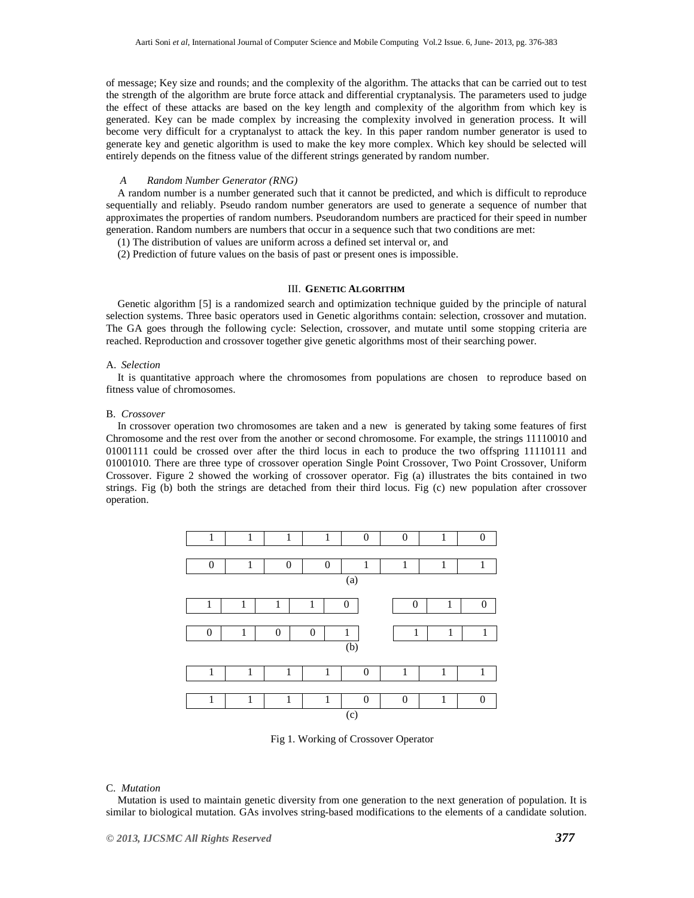of message; Key size and rounds; and the complexity of the algorithm. The attacks that can be carried out to test the strength of the algorithm are brute force attack and differential cryptanalysis. The parameters used to judge the effect of these attacks are based on the key length and complexity of the algorithm from which key is generated. Key can be made complex by increasing the complexity involved in generation process. It will become very difficult for a cryptanalyst to attack the key. In this paper random number generator is used to generate key and genetic algorithm is used to make the key more complex. Which key should be selected will entirely depends on the fitness value of the different strings generated by random number.

### *A Random Number Generator (RNG)*

A random number is a number generated such that it cannot be predicted, and which is difficult to reproduce sequentially and reliably. Pseudo random number generators are used to generate a sequence of number that approximates the properties of random numbers. Pseudorandom numbers are practiced for their speed in number generation. Random numbers are numbers that occur in a sequence such that two conditions are met:

(1) The distribution of values are uniform across a defined set interval or, and

(2) Prediction of future values on the basis of past or present ones is impossible.

## III. Genetic Algorithm

Genetic algorithm [5] is a randomized search and optimization technique guided by the principle of natural selection systems. Three basic operators used in Genetic algorithms contain: selection, crossover and mutation. The GA goes through the following cycle: Selection, crossover, and mutate until some stopping criteria are reached. Reproduction and crossover together give genetic algorithms most of their searching power.

### A. *Selection*

It is quantitative approach where the chromosomes from populations are chosen to reproduce based on fitness value of chromosomes.

### B. *Crossover*

In crossover operation two chromosomes are taken and a new is generated by taking some features of first Chromosome and the rest over from the another or second chromosome. For example, the strings 11110010 and 01001111 could be crossed over after the third locus in each to produce the two offspring 11110111 and 01001010. There are three type of crossover operation Single Point Crossover, Two Point Crossover, Uniform Crossover. Figure 2 showed the working of crossover operator. Fig (a) illustrates the bits contained in two strings. Fig (b) both the strings are detached from their third locus. Fig (c) new population after crossover operation.

| 1 | 1 | 1 | 1 | 0 | 0 | 1 | 0 |
|---|---|---|---|---|---|---|---|
| 0 | 1 | 0 | 0 | 1 | 1 | 1 | 1 |

(a)

| 1 | 1 | 1 | 1 | 0 | | 0 | 1 | 0 |
|---|---|---|---|---|---|---|---|---|
| 0 | 1 | 0 | 0 | 1 | | 1 | 1 | 1 |

(b)

| 1 | 1 | 1 | 1 | 0 | 1 | 1 | 1 |
|---|---|---|---|---|---|---|---|
| 1 | 1 | 1 | 1 | 0 | 0 | 1 | 0 |

(c)

Fig 1. Working of Crossover Operator

### C. *Mutation*

Mutation is used to maintain genetic diversity from one generation to the next generation of population. It is similar to biological mutation. GAs involves string-based modifications to the elements of a candidate solution.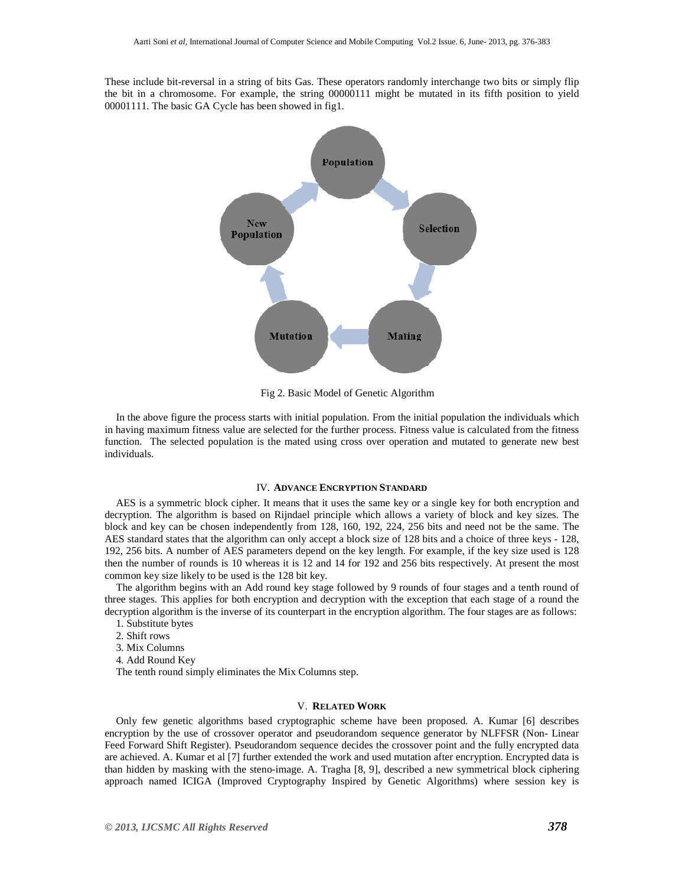These include bit-reversal in a string of bits Gas. These operators randomly interchange two bits or simply flip the bit in a chromosome. For example, the string 00000111 might be mutated in its fifth position to yield 00001111. The basic GA Cycle has been showed in fig1.

Population

Selection

Mating

Mutation

New Population

Fig 2. Basic Model of Genetic Algorithm

In the above figure the process starts with initial population. From the initial population the individuals which in having maximum fitness value are selected for the further process. Fitness value is calculated from the fitness function. The selected population is the mated using cross over operation and mutated to generate new best individuals.

## IV. ADVANCE ENCRYPTION STANDARD

AES is a symmetric block cipher. It means that it uses the same key or a single key for both encryption and decryption. The algorithm is based on Rijndael principle which allows a variety of block and key sizes. The block and key can be chosen independently from 128, 160, 192, 224, 256 bits and need not be the same. The AES standard states that the algorithm can only accept a block size of 128 bits and a choice of three keys - 128, 192, 256 bits. A number of AES parameters depend on the key length. For example, if the key size used is 128 then the number of rounds is 10 whereas it is 12 and 14 for 192 and 256 bits respectively. At present the most common key size likely to be used is the 128 bit key.

The algorithm begins with an Add round key stage followed by 9 rounds of four stages and a tenth round of three stages. This applies for both encryption and decryption with the exception that each stage of a round the decryption algorithm is the inverse of its counterpart in the encryption algorithm. The four stages are as follows:

1. Substitute bytes
2. Shift rows
3. Mix Columns
4. Add Round Key

The tenth round simply eliminates the Mix Columns step.

## V. RELATED WORK

Only few genetic algorithms based cryptographic scheme have been proposed. A. Kumar [6] describes encryption by the use of crossover operator and pseudorandom sequence generator by NLFFSR (Non- Linear Feed Forward Shift Register). Pseudorandom sequence decides the crossover point and the fully encrypted data are achieved. A. Kumar et al [7] further extended the work and used mutation after encryption. Encrypted data is than hidden by masking with the steno-image. A. Tragha [8, 9], described a new symmetrical block ciphering approach named ICIGA (Improved Cryptography Inspired by Genetic Algorithms) where session key is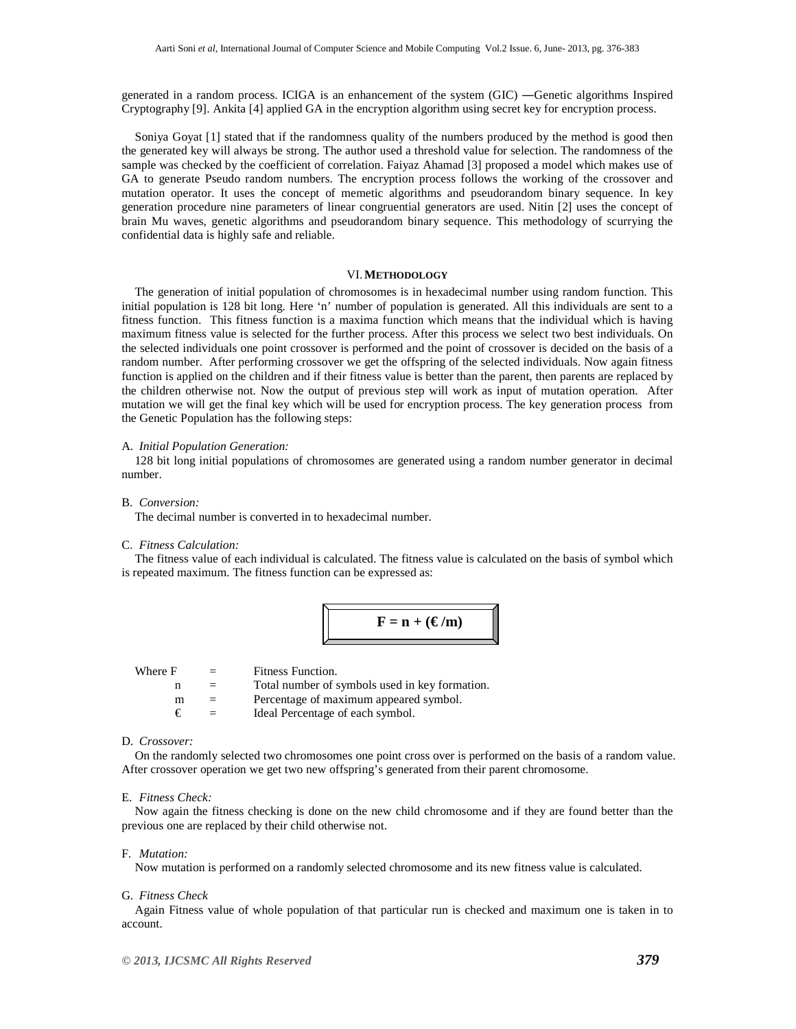generated in a random process. ICIGA is an enhancement of the system (GIC) ―Genetic algorithms Inspired Cryptography [9]. Ankita [4] applied GA in the encryption algorithm using secret key for encryption process.

Soniya Goyat [1] stated that if the randomness quality of the numbers produced by the method is good then the generated key will always be strong. The author used a threshold value for selection. The randomness of the sample was checked by the coefficient of correlation. Faiyaz Ahamad [3] proposed a model which makes use of GA to generate Pseudo random numbers. The encryption process follows the working of the crossover and mutation operator. It uses the concept of memetic algorithms and pseudorandom binary sequence. In key generation procedure nine parameters of linear congruential generators are used. Nitin [2] uses the concept of brain Mu waves, genetic algorithms and pseudorandom binary sequence. This methodology of scurrying the confidential data is highly safe and reliable.

## VI. Methodology

The generation of initial population of chromosomes is in hexadecimal number using random function. This initial population is 128 bit long. Here 'n' number of population is generated. All this individuals are sent to a fitness function. This fitness function is a maxima function which means that the individual which is having maximum fitness value is selected for the further process. After this process we select two best individuals. On the selected individuals one point crossover is performed and the point of crossover is decided on the basis of a random number. After performing crossover we get the offspring of the selected individuals. Now again fitness function is applied on the children and if their fitness value is better than the parent, then parents are replaced by the children otherwise not. Now the output of previous step will work as input of mutation operation. After mutation we will get the final key which will be used for encryption process. The key generation process from the Genetic Population has the following steps:

### A. *Initial Population Generation:*

128 bit long initial populations of chromosomes are generated using a random number generator in decimal number.

### B. *Conversion:*

The decimal number is converted in to hexadecimal number.

### C. *Fitness Calculation:*

The fitness value of each individual is calculated. The fitness value is calculated on the basis of symbol which is repeated maximum. The fitness function can be expressed as:

$$\mathbf{F = n + (€/m)}$$

Where F = Fitness Function.
n = Total number of symbols used in key formation.
m = Percentage of maximum appeared symbol.
€ = Ideal Percentage of each symbol.

### D. *Crossover:*

On the randomly selected two chromosomes one point cross over is performed on the basis of a random value. After crossover operation we get two new offspring's generated from their parent chromosome.

### E. *Fitness Check:*

Now again the fitness checking is done on the new child chromosome and if they are found better than the previous one are replaced by their child otherwise not.

### F. *Mutation:*

Now mutation is performed on a randomly selected chromosome and its new fitness value is calculated.

### G. *Fitness Check*

Again Fitness value of whole population of that particular run is checked and maximum one is taken in to account.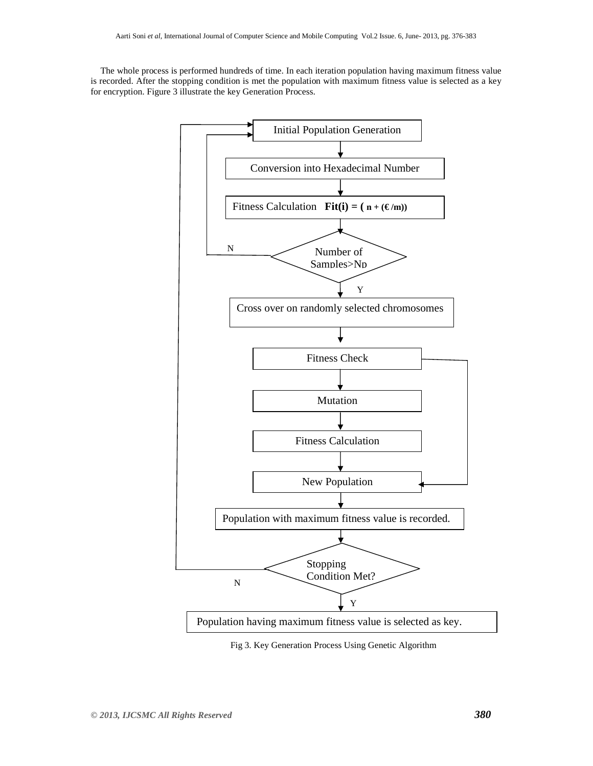The whole process is performed hundreds of time. In each iteration population having maximum fitness value is recorded. After the stopping condition is met the population with maximum fitness value is selected as a key for encryption. Figure 3 illustrate the key Generation Process.

Initial Population Generation

Conversion into Hexadecimal Number

Fitness Calculation **Fit(i) = ( n + (€/m))**

Number of Samples>Np

N

Y

Cross over on randomly selected chromosomes

Fitness Check

Mutation

Fitness Calculation

New Population

Population with maximum fitness value is recorded.

Stopping Condition Met?

N

Y

Population having maximum fitness value is selected as key.

Fig 3. Key Generation Process Using Genetic Algorithm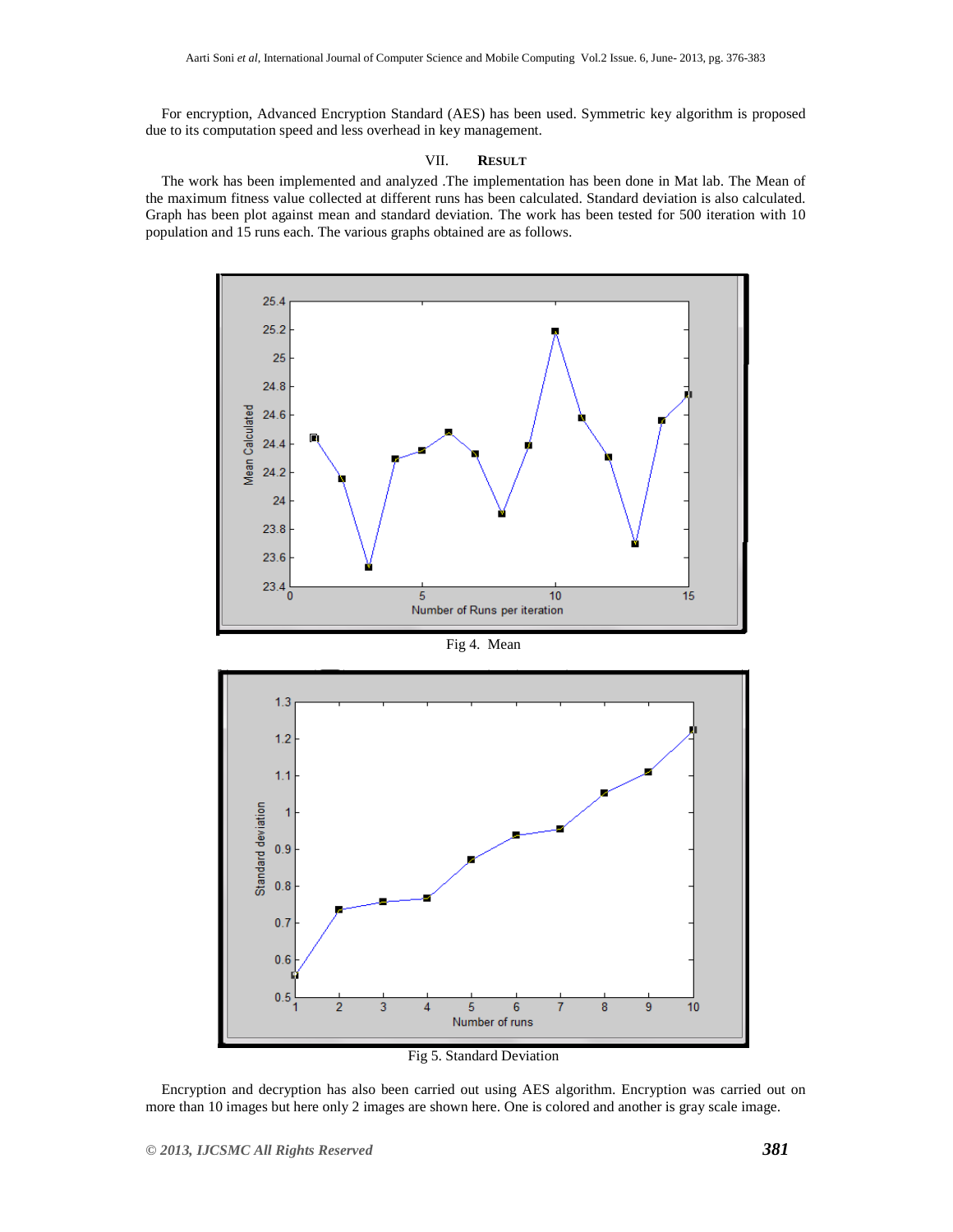For encryption, Advanced Encryption Standard (AES) has been used. Symmetric key algorithm is proposed due to its computation speed and less overhead in key management.

## VII. RESULT

The work has been implemented and analyzed .The implementation has been done in Mat lab. The Mean of the maximum fitness value collected at different runs has been calculated. Standard deviation is also calculated. Graph has been plot against mean and standard deviation. The work has been tested for 500 iteration with 10 population and 15 runs each. The various graphs obtained are as follows.

Fig 4. Mean

Fig 5. Standard Deviation

Encryption and decryption has also been carried out using AES algorithm. Encryption was carried out on more than 10 images but here only 2 images are shown here. One is colored and another is gray scale image.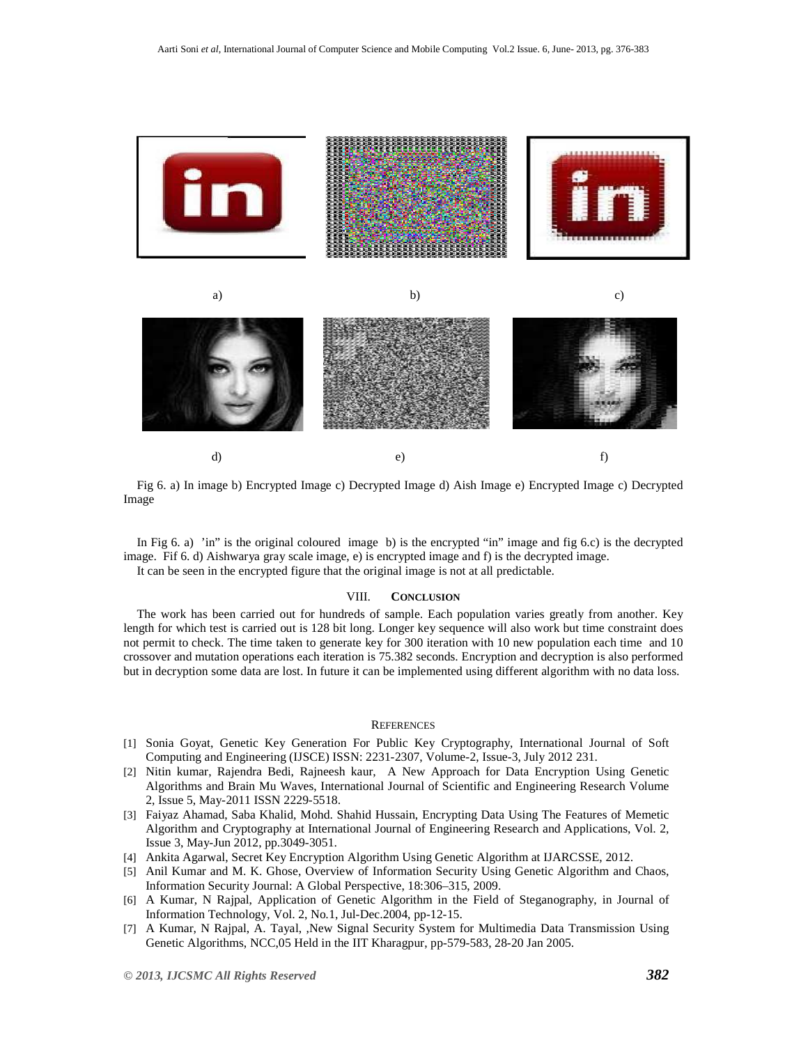a) b) c)

d) e) f)

Fig 6. a) In image b) Encrypted Image c) Decrypted Image d) Aish Image e) Encrypted Image c) Decrypted Image

In Fig 6. a) 'in" is the original coloured image b) is the encrypted "in" image and fig 6.c) is the decrypted image. Fif 6. d) Aishwarya gray scale image, e) is encrypted image and f) is the decrypted image.

It can be seen in the encrypted figure that the original image is not at all predictable.

## VIII. CONCLUSION

The work has been carried out for hundreds of sample. Each population varies greatly from another. Key length for which test is carried out is 128 bit long. Longer key sequence will also work but time constraint does not permit to check. The time taken to generate key for 300 iteration with 10 new population each time and 10 crossover and mutation operations each iteration is 75.382 seconds. Encryption and decryption is also performed but in decryption some data are lost. In future it can be implemented using different algorithm with no data loss.

## REFERENCES

[1] Sonia Goyat, Genetic Key Generation For Public Key Cryptography, International Journal of Soft Computing and Engineering (IJSCE) ISSN: 2231-2307, Volume-2, Issue-3, July 2012 231.

[2] Nitin kumar, Rajendra Bedi, Rajneesh kaur, A New Approach for Data Encryption Using Genetic Algorithms and Brain Mu Waves, International Journal of Scientific and Engineering Research Volume 2, Issue 5, May-2011 ISSN 2229-5518.

[3] Faiyaz Ahamad, Saba Khalid, Mohd. Shahid Hussain, Encrypting Data Using The Features of Memetic Algorithm and Cryptography at International Journal of Engineering Research and Applications, Vol. 2, Issue 3, May-Jun 2012, pp.3049-3051.

[4] Ankita Agarwal, Secret Key Encryption Algorithm Using Genetic Algorithm at IJARCSSE, 2012.

[5] Anil Kumar and M. K. Ghose, Overview of Information Security Using Genetic Algorithm and Chaos, Information Security Journal: A Global Perspective, 18:306–315, 2009.

[6] A Kumar, N Rajpal, Application of Genetic Algorithm in the Field of Steganography, in Journal of Information Technology, Vol. 2, No.1, Jul-Dec.2004, pp-12-15.

[7] A Kumar, N Rajpal, A. Tayal, ,New Signal Security System for Multimedia Data Transmission Using Genetic Algorithms, NCC,05 Held in the IIT Kharagpur, pp-579-583, 28-20 Jan 2005.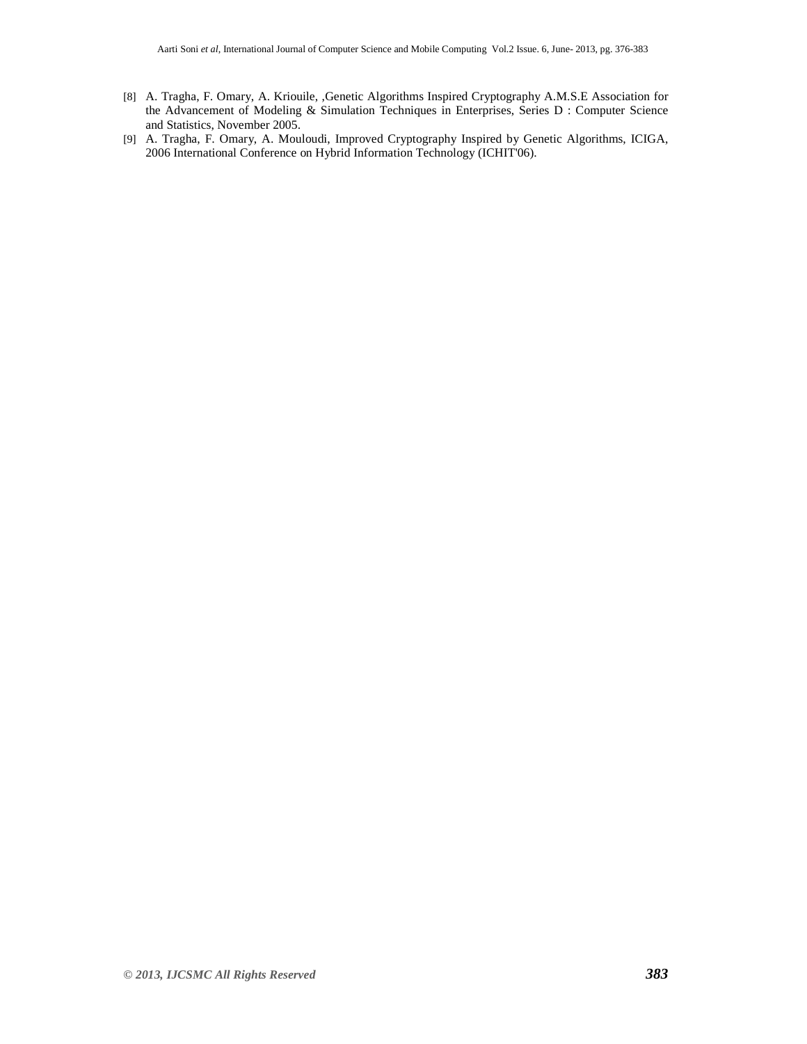[8] A. Tragha, F. Omary, A. Kriouile, ,Genetic Algorithms Inspired Cryptography A.M.S.E Association for the Advancement of Modeling & Simulation Techniques in Enterprises, Series D : Computer Science and Statistics, November 2005.

[9] A. Tragha, F. Omary, A. Mouloudi, Improved Cryptography Inspired by Genetic Algorithms, ICIGA, 2006 International Conference on Hybrid Information Technology (ICHIT'06).